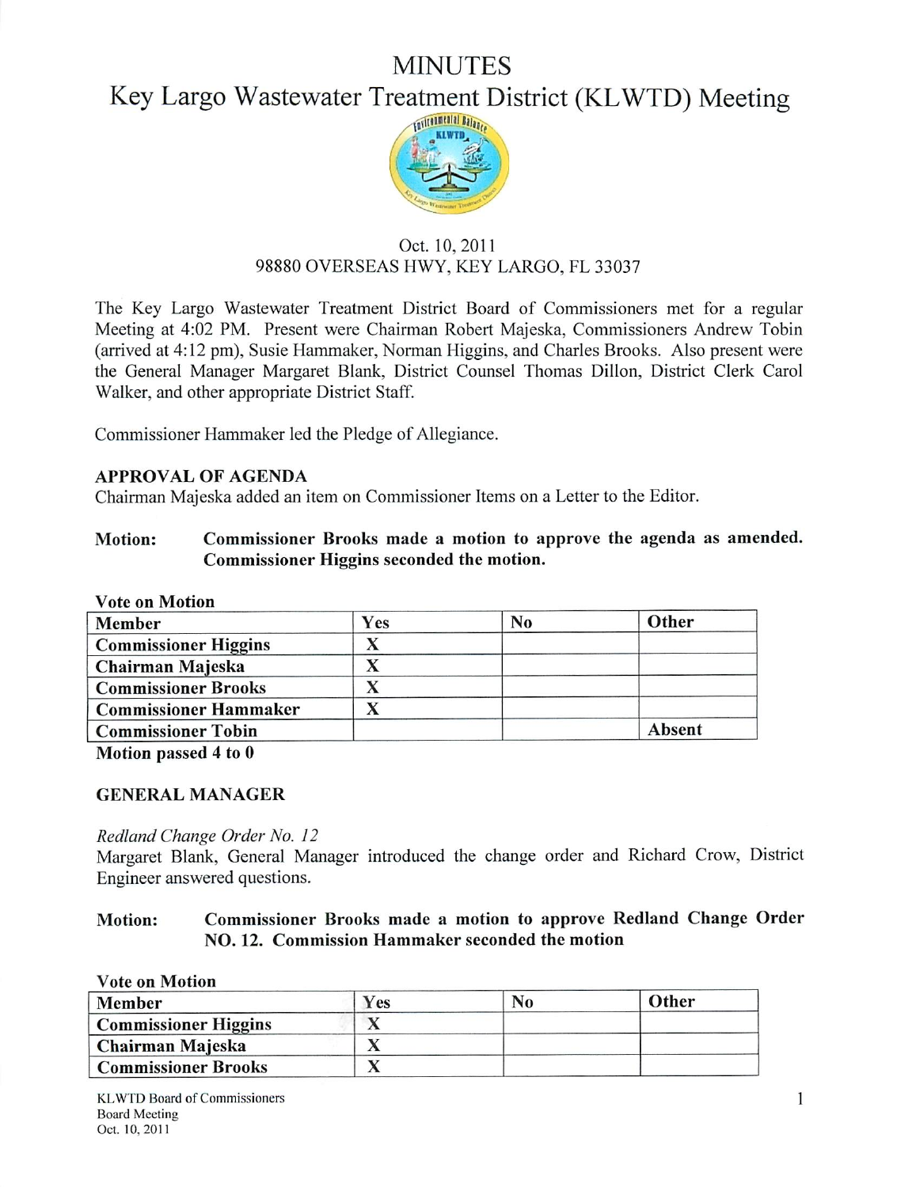# MINUTES

# Key Largo Wastewater Treatment District (KLWTD) Meeting

Oct. 10, 2011
98880 OVERSEAS HWY, KEY LARGO, FL 33037

The Key Largo Wastewater Treatment District Board of Commissioners met for a regular Meeting at 4:02 PM. Present were Chairman Robert Majeska, Commissioners Andrew Tobin (arrived at 4:12 pm), Susie Hammaker, Norman Higgins, and Charles Brooks. Also present were the General Manager Margaret Blank, District Counsel Thomas Dillon, District Clerk Carol Walker, and other appropriate District Staff.

Commissioner Hammaker led the Pledge of Allegiance.

### APPROVAL OF AGENDA

Chairman Majeska added an item on Commissioner Items on a Letter to the Editor.

**Motion: Commissioner Brooks made a motion to approve the agenda as amended. Commissioner Higgins seconded the motion.**

**Vote on Motion**

| Member | Yes | No | Other |
|---|---|---|---|
| Commissioner Higgins | X | | |
| Chairman Majeska | X | | |
| Commissioner Brooks | X | | |
| Commissioner Hammaker | X | | |
| Commissioner Tobin | | | Absent |

**Motion passed 4 to 0**

### GENERAL MANAGER

*Redland Change Order No. 12*

Margaret Blank, General Manager introduced the change order and Richard Crow, District Engineer answered questions.

**Motion: Commissioner Brooks made a motion to approve Redland Change Order NO. 12. Commission Hammaker seconded the motion**

**Vote on Motion**

| Member | Yes | No | Other |
|---|---|---|---|
| Commissioner Higgins | X | | |
| Chairman Majeska | X | | |
| Commissioner Brooks | X | | |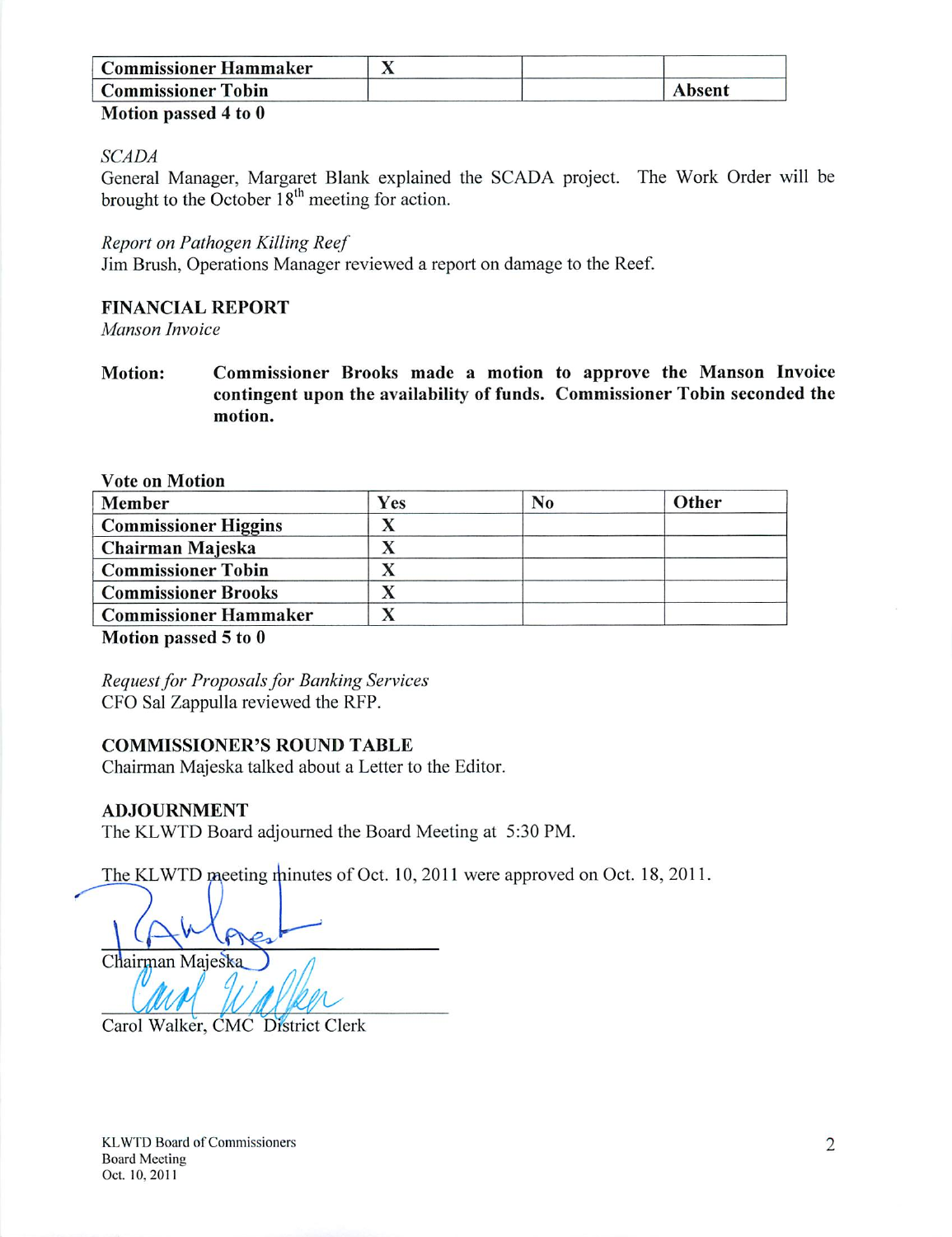| | | | |
|---|---|---|---|
| **Commissioner Hammaker** | **X** | | |
| **Commissioner Tobin** | | | **Absent** |

**Motion passed 4 to 0**

*SCADA*

General Manager, Margaret Blank explained the SCADA project. The Work Order will be brought to the October 18th meeting for action.

*Report on Pathogen Killing Reef*

Jim Brush, Operations Manager reviewed a report on damage to the Reef.

## FINANCIAL REPORT

*Manson Invoice*

**Motion:** **Commissioner Brooks made a motion to approve the Manson Invoice contingent upon the availability of funds. Commissioner Tobin seconded the motion.**

**Vote on Motion**

| Member | Yes | No | Other |
|---|---|---|---|
| **Commissioner Higgins** | **X** | | |
| **Chairman Majeska** | **X** | | |
| **Commissioner Tobin** | **X** | | |
| **Commissioner Brooks** | **X** | | |
| **Commissioner Hammaker** | **X** | | |

**Motion passed 5 to 0**

*Request for Proposals for Banking Services*

CFO Sal Zappulla reviewed the RFP.

## COMMISSIONER'S ROUND TABLE

Chairman Majeska talked about a Letter to the Editor.

## ADJOURNMENT

The KLWTD Board adjourned the Board Meeting at 5:30 PM.

The KLWTD meeting minutes of Oct. 10, 2011 were approved on Oct. 18, 2011.

Chairman Majeska

Carol Walker, CMC District Clerk

KLWTD Board of Commissioners
Board Meeting
Oct. 10, 2011